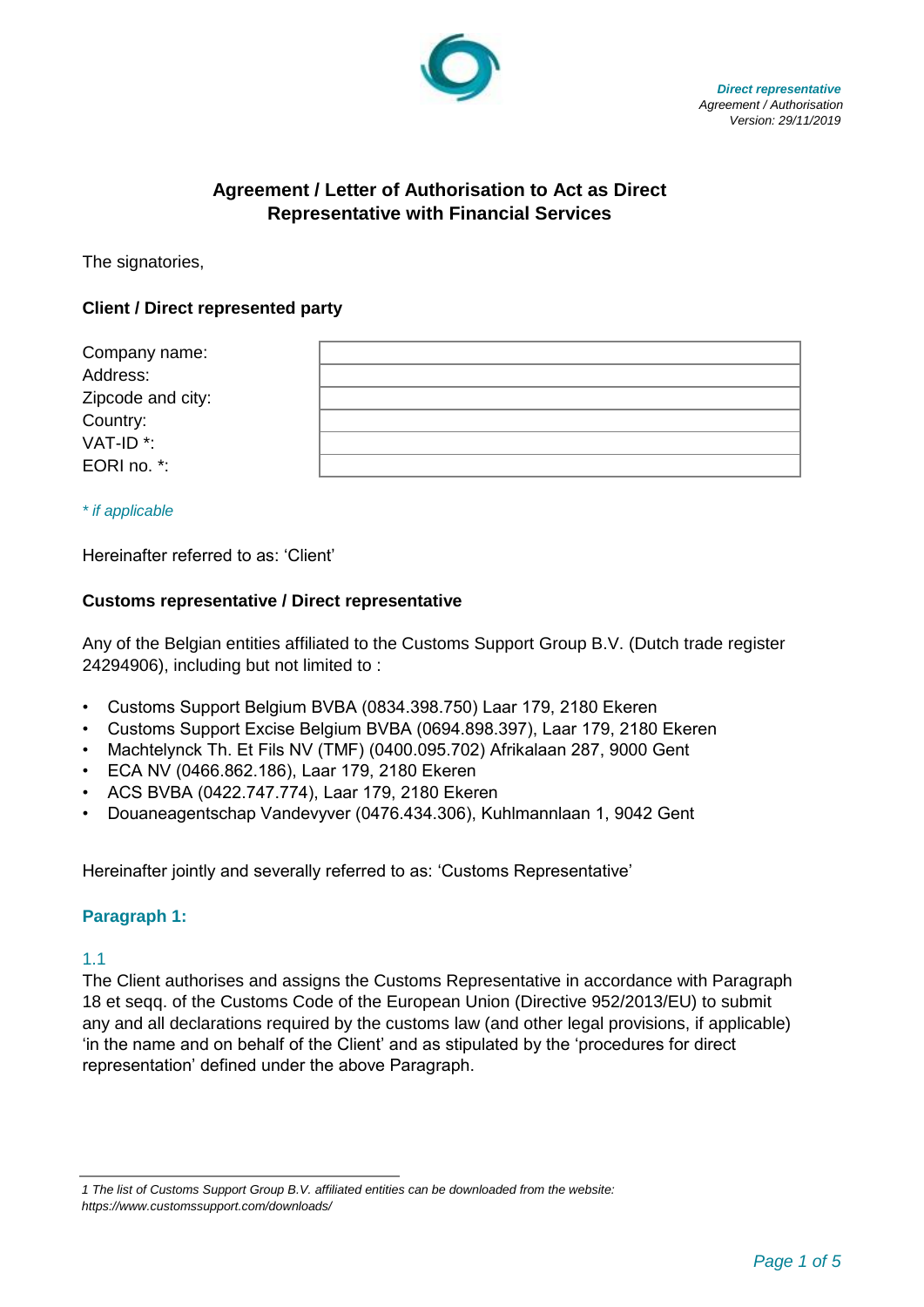*Direct representative*
*Agreement / Authorisation*
*Version: 29/11/2019*

# Agreement / Letter of Authorisation to Act as Direct Representative with Financial Services

The signatories,

**Client / Direct represented party**

| | |
|---|---|
| Company name: | |
| Address: | |
| Zipcode and city: | |
| Country: | |
| VAT-ID *: | |
| EORI no. *: | |

*\* if applicable*

Hereinafter referred to as: 'Client'

**Customs representative / Direct representative**

Any of the Belgian entities affiliated to the Customs Support Group B.V. (Dutch trade register 24294906), including but not limited to :

- Customs Support Belgium BVBA (0834.398.750) Laar 179, 2180 Ekeren
- Customs Support Excise Belgium BVBA (0694.898.397), Laar 179, 2180 Ekeren
- Machtelynck Th. Et Fils NV (TMF) (0400.095.702) Afrikalaan 287, 9000 Gent
- ECA NV (0466.862.186), Laar 179, 2180 Ekeren
- ACS BVBA (0422.747.774), Laar 179, 2180 Ekeren
- Douaneagentschap Vandevyver (0476.434.306), Kuhlmannlaan 1, 9042 Gent

Hereinafter jointly and severally referred to as: 'Customs Representative'

## Paragraph 1:

### 1.1

The Client authorises and assigns the Customs Representative in accordance with Paragraph 18 et seqq. of the Customs Code of the European Union (Directive 952/2013/EU) to submit any and all declarations required by the customs law (and other legal provisions, if applicable) 'in the name and on behalf of the Client' and as stipulated by the 'procedures for direct representation' defined under the above Paragraph.

---

*1 The list of Customs Support Group B.V. affiliated entities can be downloaded from the website: https://www.customssupport.com/downloads/*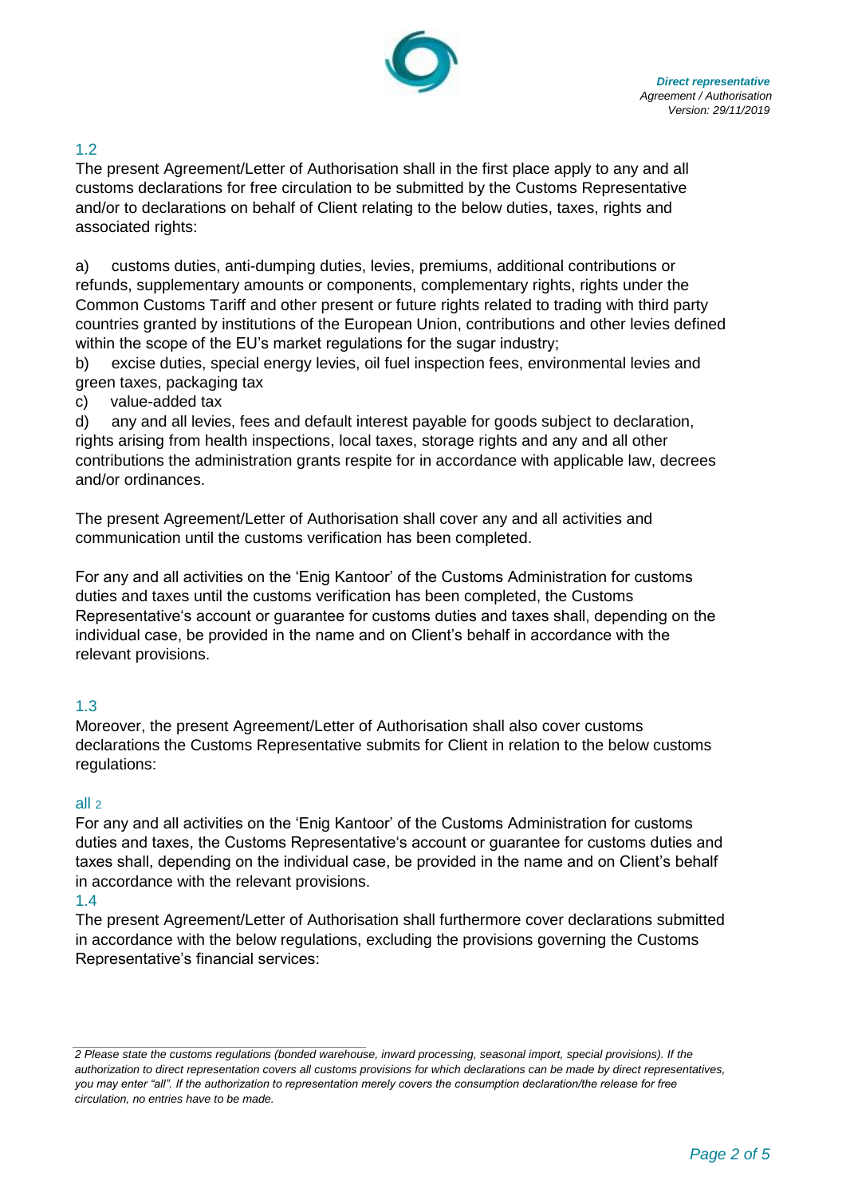## 1.2

The present Agreement/Letter of Authorisation shall in the first place apply to any and all customs declarations for free circulation to be submitted by the Customs Representative and/or to declarations on behalf of Client relating to the below duties, taxes, rights and associated rights:

a) customs duties, anti-dumping duties, levies, premiums, additional contributions or refunds, supplementary amounts or components, complementary rights, rights under the Common Customs Tariff and other present or future rights related to trading with third party countries granted by institutions of the European Union, contributions and other levies defined within the scope of the EU's market regulations for the sugar industry;
b) excise duties, special energy levies, oil fuel inspection fees, environmental levies and green taxes, packaging tax
c) value-added tax
d) any and all levies, fees and default interest payable for goods subject to declaration, rights arising from health inspections, local taxes, storage rights and any and all other contributions the administration grants respite for in accordance with applicable law, decrees and/or ordinances.

The present Agreement/Letter of Authorisation shall cover any and all activities and communication until the customs verification has been completed.

For any and all activities on the 'Enig Kantoor' of the Customs Administration for customs duties and taxes until the customs verification has been completed, the Customs Representative's account or guarantee for customs duties and taxes shall, depending on the individual case, be provided in the name and on Client's behalf in accordance with the relevant provisions.

## 1.3

Moreover, the present Agreement/Letter of Authorisation shall also cover customs declarations the Customs Representative submits for Client in relation to the below customs regulations:

all [2]

For any and all activities on the 'Enig Kantoor' of the Customs Administration for customs duties and taxes, the Customs Representative's account or guarantee for customs duties and taxes shall, depending on the individual case, be provided in the name and on Client's behalf in accordance with the relevant provisions.

## 1.4

The present Agreement/Letter of Authorisation shall furthermore cover declarations submitted in accordance with the below regulations, excluding the provisions governing the Customs Representative's financial services:

---

*[2] Please state the customs regulations (bonded warehouse, inward processing, seasonal import, special provisions). If the authorization to direct representation covers all customs provisions for which declarations can be made by direct representatives, you may enter "all". If the authorization to representation merely covers the consumption declaration/the release for free circulation, no entries have to be made.*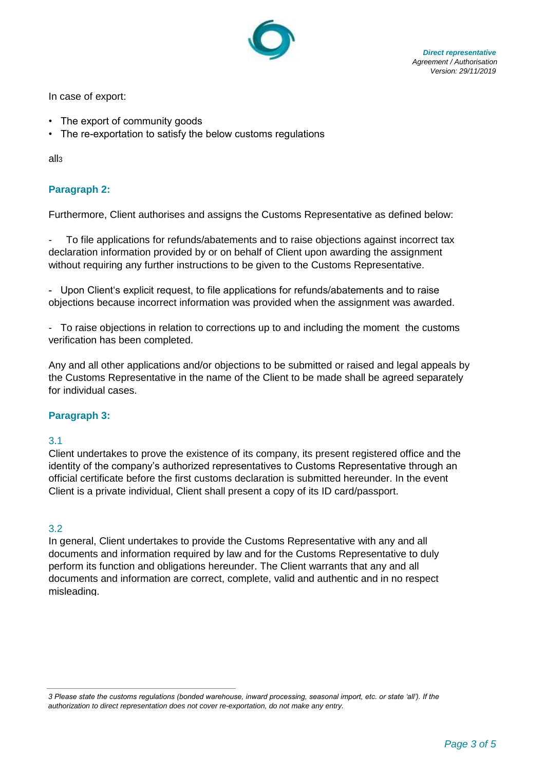In case of export:

- The export of community goods
- The re-exportation to satisfy the below customs regulations

all[3]

### Paragraph 2:

Furthermore, Client authorises and assigns the Customs Representative as defined below:

- To file applications for refunds/abatements and to raise objections against incorrect tax declaration information provided by or on behalf of Client upon awarding the assignment without requiring any further instructions to be given to the Customs Representative.

- Upon Client's explicit request, to file applications for refunds/abatements and to raise objections because incorrect information was provided when the assignment was awarded.

- To raise objections in relation to corrections up to and including the moment the customs verification has been completed.

Any and all other applications and/or objections to be submitted or raised and legal appeals by the Customs Representative in the name of the Client to be made shall be agreed separately for individual cases.

### Paragraph 3:

3.1
Client undertakes to prove the existence of its company, its present registered office and the identity of the company's authorized representatives to Customs Representative through an official certificate before the first customs declaration is submitted hereunder. In the event Client is a private individual, Client shall present a copy of its ID card/passport.

3.2
In general, Client undertakes to provide the Customs Representative with any and all documents and information required by law and for the Customs Representative to duly perform its function and obligations hereunder. The Client warrants that any and all documents and information are correct, complete, valid and authentic and in no respect misleading.

---

*3 Please state the customs regulations (bonded warehouse, inward processing, seasonal import, etc. or state 'all'). If the authorization to direct representation does not cover re-exportation, do not make any entry.*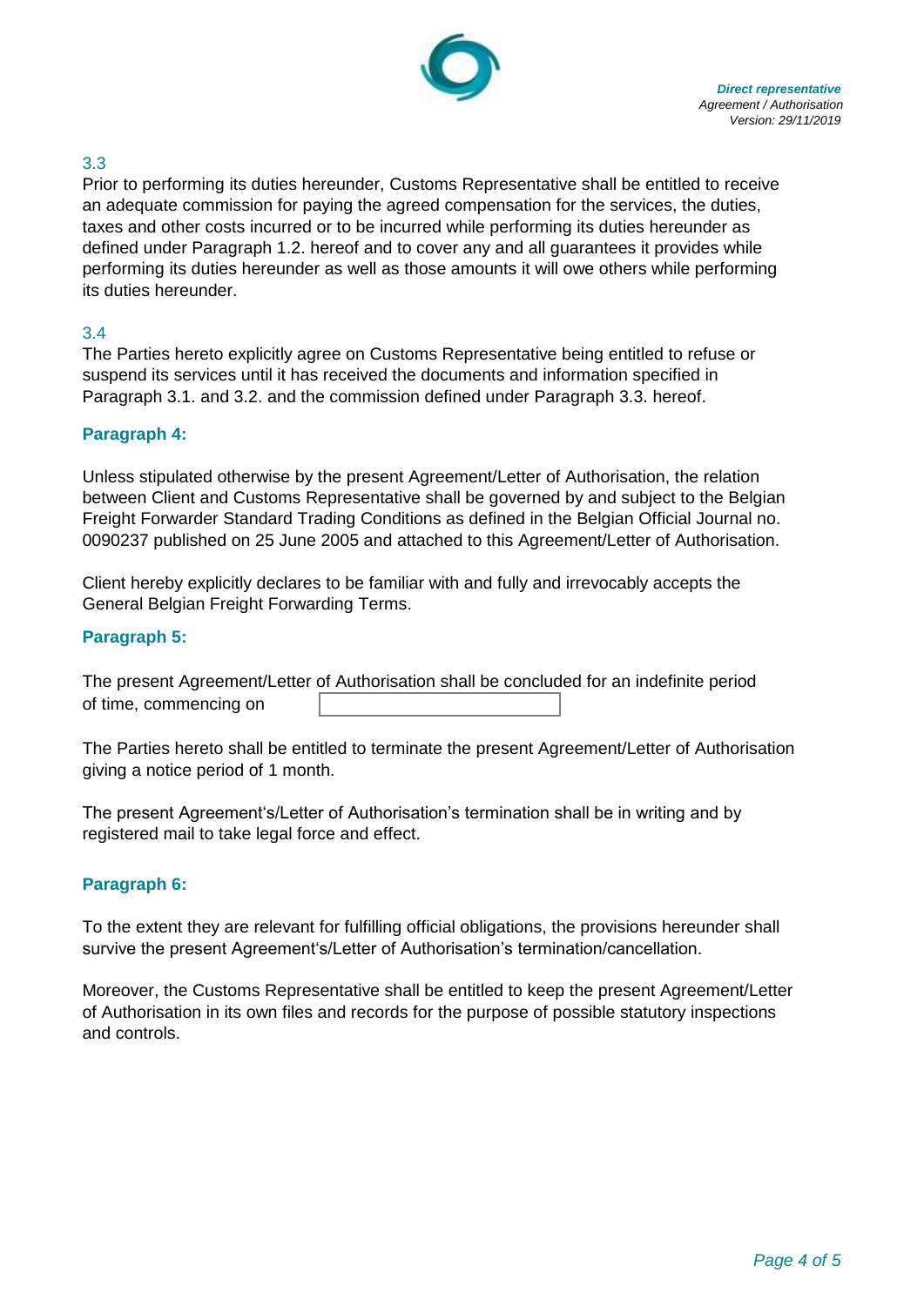3.3

Prior to performing its duties hereunder, Customs Representative shall be entitled to receive an adequate commission for paying the agreed compensation for the services, the duties, taxes and other costs incurred or to be incurred while performing its duties hereunder as defined under Paragraph 1.2. hereof and to cover any and all guarantees it provides while performing its duties hereunder as well as those amounts it will owe others while performing its duties hereunder.

3.4

The Parties hereto explicitly agree on Customs Representative being entitled to refuse or suspend its services until it has received the documents and information specified in Paragraph 3.1. and 3.2. and the commission defined under Paragraph 3.3. hereof.

## Paragraph 4:

Unless stipulated otherwise by the present Agreement/Letter of Authorisation, the relation between Client and Customs Representative shall be governed by and subject to the Belgian Freight Forwarder Standard Trading Conditions as defined in the Belgian Official Journal no. 0090237 published on 25 June 2005 and attached to this Agreement/Letter of Authorisation.

Client hereby explicitly declares to be familiar with and fully and irrevocably accepts the General Belgian Freight Forwarding Terms.

## Paragraph 5:

The present Agreement/Letter of Authorisation shall be concluded for an indefinite period of time, commencing on ______________________

The Parties hereto shall be entitled to terminate the present Agreement/Letter of Authorisation giving a notice period of 1 month.

The present Agreement's/Letter of Authorisation's termination shall be in writing and by registered mail to take legal force and effect.

## Paragraph 6:

To the extent they are relevant for fulfilling official obligations, the provisions hereunder shall survive the present Agreement's/Letter of Authorisation's termination/cancellation.

Moreover, the Customs Representative shall be entitled to keep the present Agreement/Letter of Authorisation in its own files and records for the purpose of possible statutory inspections and controls.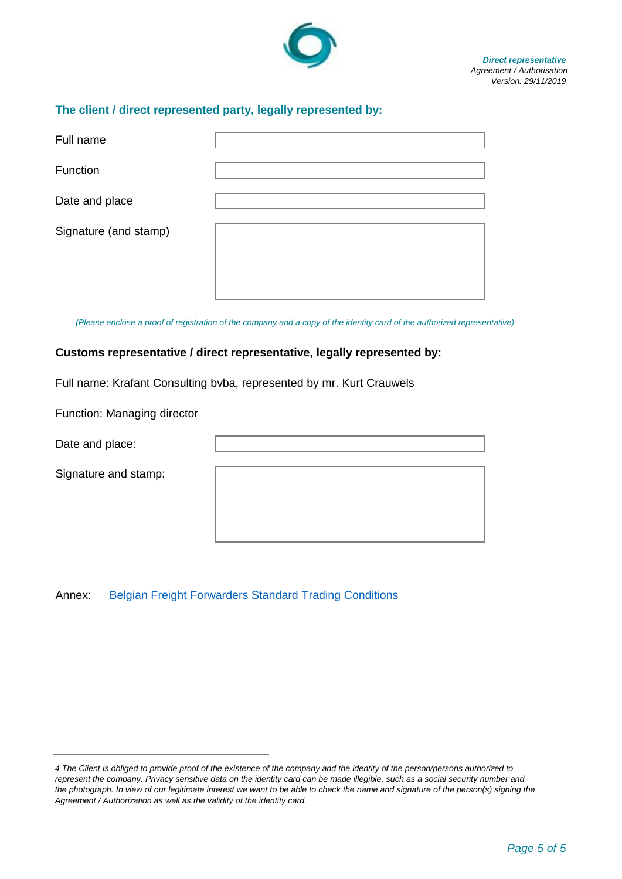## The client / direct represented party, legally represented by:

| | |
|---|---|
| Full name | |
| Function | |
| Date and place | |
| Signature (and stamp) | |

*(Please enclose a proof of registration of the company and a copy of the identity card of the authorized representative)*

**Customs representative / direct representative, legally represented by:**

Full name: Krafant Consulting bvba, represented by mr. Kurt Crauwels

Function: Managing director

| | |
|---|---|
| Date and place: | |
| Signature and stamp: | |

Annex: Belgian Freight Forwarders Standard Trading Conditions

---

*4 The Client is obliged to provide proof of the existence of the company and the identity of the person/persons authorized to represent the company. Privacy sensitive data on the identity card can be made illegible, such as a social security number and the photograph. In view of our legitimate interest we want to be able to check the name and signature of the person(s) signing the Agreement / Authorization as well as the validity of the identity card.*